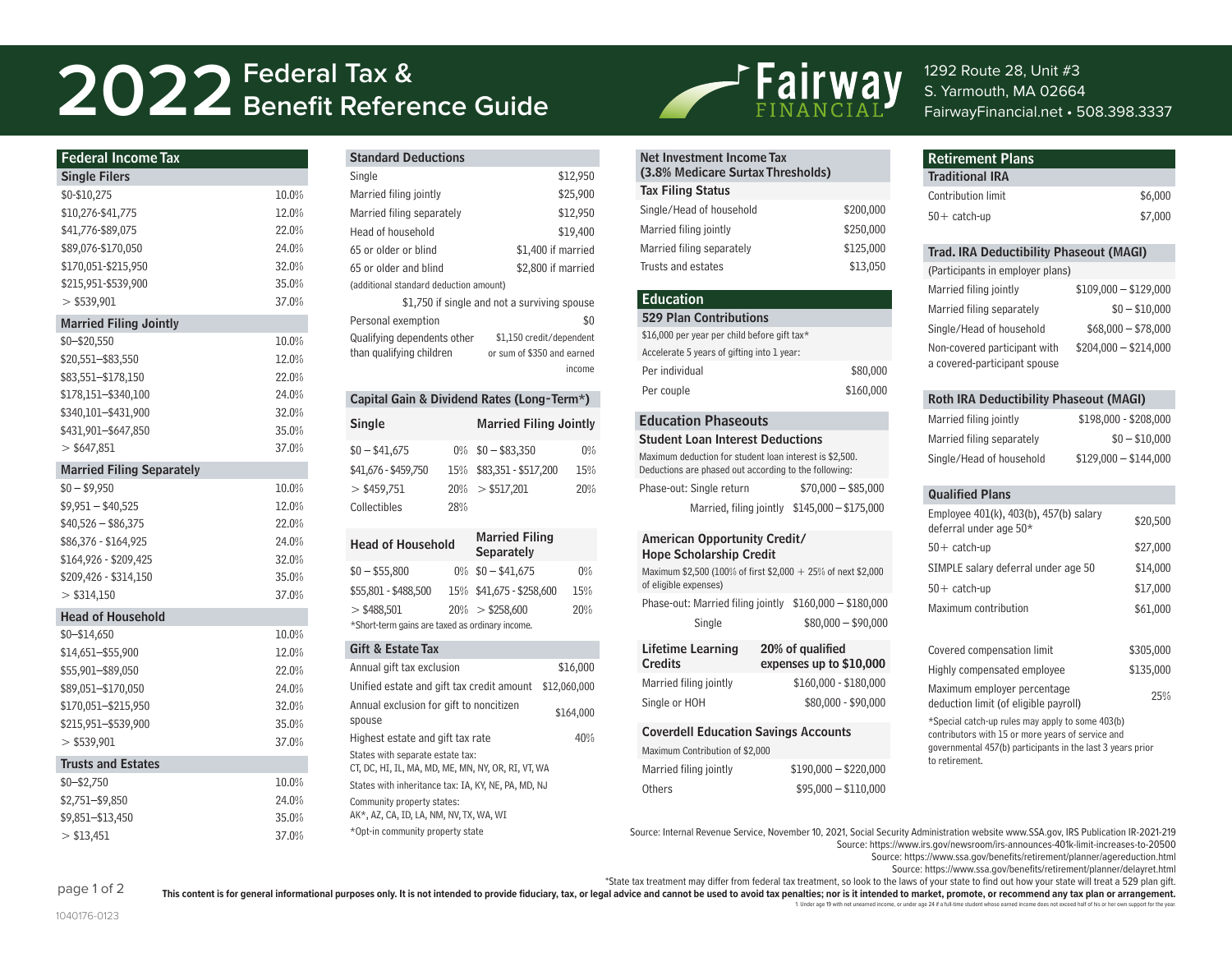# 2022 Federal Tax & Benefit Reference Guide

**Fairway FINANCIAL**

1292 Route 28, Unit #3
S. Yarmouth, MA 02664
FairwayFinancial.net • 508.398.3337

## Federal Income Tax

| Single Filers | |
|---|---|
| $0-$10,275 | 10.0% |
| $10,276-$41,775 | 12.0% |
| $41,776-$89,075 | 22.0% |
| $89,076-$170,050 | 24.0% |
| $170,051-$215,950 | 32.0% |
| $215,951-$539,900 | 35.0% |
| > $539,901 | 37.0% |

| Married Filing Jointly | |
|---|---|
| $0–$20,550 | 10.0% |
| $20,551–$83,550 | 12.0% |
| $83,551–$178,150 | 22.0% |
| $178,151–$340,100 | 24.0% |
| $340,101–$431,900 | 32.0% |
| $431,901–$647,850 | 35.0% |
| > $647,851 | 37.0% |

| Married Filing Separately | |
|---|---|
| $0 – $9,950 | 10.0% |
| $9,951 – $40,525 | 12.0% |
| $40,526 – $86,375 | 22.0% |
| $86,376 - $164,925 | 24.0% |
| $164,926 - $209,425 | 32.0% |
| $209,426 - $314,150 | 35.0% |
| > $314,150 | 37.0% |

| Head of Household | |
|---|---|
| $0–$14,650 | 10.0% |
| $14,651–$55,900 | 12.0% |
| $55,901–$89,050 | 22.0% |
| $89,051–$170,050 | 24.0% |
| $170,051–$215,950 | 32.0% |
| $215,951–$539,900 | 35.0% |
| > $539,901 | 37.0% |

| Trusts and Estates | |
|---|---|
| $0–$2,750 | 10.0% |
| $2,751–$9,850 | 24.0% |
| $9,851–$13,450 | 35.0% |
| > $13,451 | 37.0% |

## Standard Deductions

| | |
|---|---|
| Single | $12,950 |
| Married filing jointly | $25,900 |
| Married filing separately | $12,950 |
| Head of household | $19,400 |
| 65 or older or blind | $1,400 if married |
| 65 or older and blind | $2,800 if married |

(additional standard deduction amount)

$1,750 if single and not a surviving spouse

| | |
|---|---|
| Personal exemption | $0 |
| Qualifying dependents other than qualifying children | $1,150 credit/dependent or sum of $350 and earned income |

## Capital Gain & Dividend Rates (Long-Term*)

| Single | | Married Filing Jointly | |
|---|---|---|---|
| $0 – $41,675 | 0% | $0 – $83,350 | 0% |
| $41,676 - $459,750 | 15% | $83,351 - $517,200 | 15% |
| > $459,751 | 20% | > $517,201 | 20% |
| Collectibles | 28% | | |

| Head of Household | | Married Filing Separately | |
|---|---|---|---|
| $0 – $55,800 | 0% | $0 – $41,675 | 0% |
| $55,801 - $488,500 | 15% | $41,675 - $258,600 | 15% |
| > $488,501 | 20% | > $258,600 | 20% |

*Short-term gains are taxed as ordinary income.

## Gift & Estate Tax

| | |
|---|---|
| Annual gift tax exclusion | $16,000 |
| Unified estate and gift tax credit amount | $12,060,000 |
| Annual exclusion for gift to noncitizen spouse | $164,000 |
| Highest estate and gift tax rate | 40% |

States with separate estate tax:
CT, DC, HI, IL, MA, MD, ME, MN, NY, OR, RI, VT, WA

States with inheritance tax: IA, KY, NE, PA, MD, NJ

Community property states:
AK*, AZ, CA, ID, LA, NM, NV, TX, WA, WI

*Opt-in community property state

## Net Investment Income Tax (3.8% Medicare Surtax Thresholds)

| Tax Filing Status | |
|---|---|
| Single/Head of household | $200,000 |
| Married filing jointly | $250,000 |
| Married filing separately | $125,000 |
| Trusts and estates | $13,050 |

## Education

### 529 Plan Contributions

$16,000 per year per child before gift tax*

Accelerate 5 years of gifting into 1 year:

| | |
|---|---|
| Per individual | $80,000 |
| Per couple | $160,000 |

## Education Phaseouts

### Student Loan Interest Deductions

Maximum deduction for student loan interest is $2,500. Deductions are phased out according to the following:

| | |
|---|---|
| Phase-out: Single return | $70,000 – $85,000 |
| Married, filing jointly | $145,000 – $175,000 |

### American Opportunity Credit/ Hope Scholarship Credit

Maximum $2,500 (100% of first $2,000 + 25% of next $2,000 of eligible expenses)

| | |
|---|---|
| Phase-out: Married filing jointly | $160,000 – $180,000 |
| Single | $80,000 – $90,000 |

| Lifetime Learning Credits | 20% of qualified expenses up to $10,000 |
|---|---|
| Married filing jointly | $160,000 - $180,000 |
| Single or HOH | $80,000 - $90,000 |

### Coverdell Education Savings Accounts

Maximum Contribution of $2,000

| | |
|---|---|
| Married filing jointly | $190,000 – $220,000 |
| Others | $95,000 – $110,000 |

## Retirement Plans

| Traditional IRA | |
|---|---|
| Contribution limit | $6,000 |
| 50+ catch-up | $7,000 |

### Trad. IRA Deductibility Phaseout (MAGI)

(Participants in employer plans)

| | |
|---|---|
| Married filing jointly | $109,000 – $129,000 |
| Married filing separately | $0 – $10,000 |
| Single/Head of household | $68,000 – $78,000 |
| Non-covered participant with a covered-participant spouse | $204,000 – $214,000 |

### Roth IRA Deductibility Phaseout (MAGI)

| | |
|---|---|
| Married filing jointly | $198,000 - $208,000 |
| Married filing separately | $0 – $10,000 |
| Single/Head of household | $129,000 – $144,000 |

### Qualified Plans

| | |
|---|---|
| Employee 401(k), 403(b), 457(b) salary deferral under age 50* | $20,500 |
| 50+ catch-up | $27,000 |
| SIMPLE salary deferral under age 50 | $14,000 |
| 50+ catch-up | $17,000 |
| Maximum contribution | $61,000 |
| Covered compensation limit | $305,000 |
| Highly compensated employee | $135,000 |
| Maximum employer percentage deduction limit (of eligible payroll) | 25% |

*Special catch-up rules may apply to some 403(b) contributors with 15 or more years of service and governmental 457(b) participants in the last 3 years prior to retirement.

Source: Internal Revenue Service, November 10, 2021, Social Security Administration website www.SSA.gov, IRS Publication IR-2021-219
Source: https://www.irs.gov/newsroom/irs-announces-401k-limit-increases-to-20500
Source: https://www.ssa.gov/benefits/retirement/planner/agereduction.html
Source: https://www.ssa.gov/benefits/retirement/planner/delayret.html
*State tax treatment may differ from federal tax treatment, so look to the laws of your state to find out how your state will treat a 529 plan gift.

**This content is for general informational purposes only. It is not intended to provide fiduciary, tax, or legal advice and cannot be used to avoid tax penalties; nor is it intended to market, promote, or recommend any tax plan or arrangement.**

1. Under age 19 with net unearned income, or under age 24 if a full-time student whose earned income does not exceed half of his or her own support for the year.

1040176-0123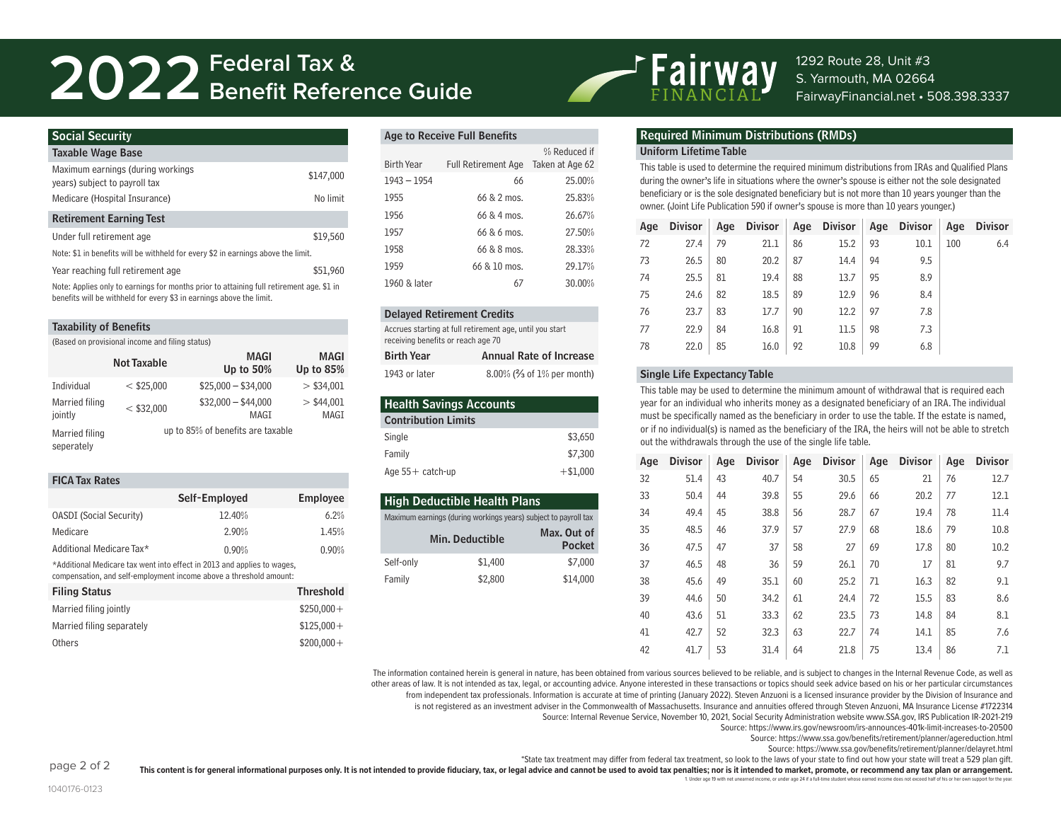# 2022 Federal Tax & Benefit Reference Guide

Fairway FINANCIAL

1292 Route 28, Unit #3
S. Yarmouth, MA 02664
FairwayFinancial.net • 508.398.3337

## Social Security

### Taxable Wage Base

| | |
|---|---|
| Maximum earnings (during workings years) subject to payroll tax | $147,000 |
| Medicare (Hospital Insurance) | No limit |

### Retirement Earning Test

| | |
|---|---|
| Under full retirement age | $19,560 |

Note: $1 in benefits will be withheld for every $2 in earnings above the limit.

| | |
|---|---|
| Year reaching full retirement age | $51,960 |

Note: Applies only to earnings for months prior to attaining full retirement age. $1 in benefits will be withheld for every $3 in earnings above the limit.

### Taxability of Benefits

(Based on provisional income and filing status)

| | Not Taxable | MAGI Up to 50% | MAGI Up to 85% |
|---|---|---|---|
| Individual | < $25,000 | $25,000 – $34,000 | > $34,001 |
| Married filing jointly | < $32,000 | $32,000 – $44,000 MAGI | > $44,001 MAGI |
| Married filing seperately | up to 85% of benefits are taxable | | |

### FICA Tax Rates

| | Self-Employed | Employee |
|---|---|---|
| OASDI (Social Security) | 12.40% | 6.2% |
| Medicare | 2.90% | 1.45% |
| Additional Medicare Tax* | 0.90% | 0.90% |

*Additional Medicare tax went into effect in 2013 and applies to wages, compensation, and self-employment income above a threshold amount:

| Filing Status | Threshold |
|---|---|
| Married filing jointly | $250,000+ |
| Married filing separately | $125,000+ |
| Others | $200,000+ |

### Age to Receive Full Benefits

| Birth Year | Full Retirement Age | % Reduced if Taken at Age 62 |
|---|---|---|
| 1943 – 1954 | 66 | 25.00% |
| 1955 | 66 & 2 mos. | 25.83% |
| 1956 | 66 & 4 mos. | 26.67% |
| 1957 | 66 & 6 mos. | 27.50% |
| 1958 | 66 & 8 mos. | 28.33% |
| 1959 | 66 & 10 mos. | 29.17% |
| 1960 & later | 67 | 30.00% |

### Delayed Retirement Credits

Accrues starting at full retirement age, until you start receiving benefits or reach age 70

| Birth Year | Annual Rate of Increase |
|---|---|
| 1943 or later | 8.00% (⅔ of 1% per month) |

## Health Savings Accounts

### Contribution Limits

| | |
|---|---|
| Single | $3,650 |
| Family | $7,300 |
| Age 55+ catch-up | +$1,000 |

## High Deductible Health Plans

Maximum earnings (during workings years) subject to payroll tax

| | Min. Deductible | Max. Out of Pocket |
|---|---|---|
| Self-only | $1,400 | $7,000 |
| Family | $2,800 | $14,000 |

## Required Minimum Distributions (RMDs)

### Uniform Lifetime Table

This table is used to determine the required minimum distributions from IRAs and Qualified Plans during the owner's life in situations where the owner's spouse is either not the sole designated beneficiary or is the sole designated beneficiary but is not more than 10 years younger than the owner. (Joint Life Publication 590 if owner's spouse is more than 10 years younger.)

| Age | Divisor | Age | Divisor | Age | Divisor | Age | Divisor | Age | Divisor |
|---|---|---|---|---|---|---|---|---|---|
| 72 | 27.4 | 79 | 21.1 | 86 | 15.2 | 93 | 10.1 | 100 | 6.4 |
| 73 | 26.5 | 80 | 20.2 | 87 | 14.4 | 94 | 9.5 | | |
| 74 | 25.5 | 81 | 19.4 | 88 | 13.7 | 95 | 8.9 | | |
| 75 | 24.6 | 82 | 18.5 | 89 | 12.9 | 96 | 8.4 | | |
| 76 | 23.7 | 83 | 17.7 | 90 | 12.2 | 97 | 7.8 | | |
| 77 | 22.9 | 84 | 16.8 | 91 | 11.5 | 98 | 7.3 | | |
| 78 | 22.0 | 85 | 16.0 | 92 | 10.8 | 99 | 6.8 | | |

### Single Life Expectancy Table

This table may be used to determine the minimum amount of withdrawal that is required each year for an individual who inherits money as a designated beneficiary of an IRA. The individual must be specifically named as the beneficiary in order to use the table. If the estate is named, or if no individual(s) is named as the beneficiary of the IRA, the heirs will not be able to stretch out the withdrawals through the use of the single life table.

| Age | Divisor | Age | Divisor | Age | Divisor | Age | Divisor | Age | Divisor |
|---|---|---|---|---|---|---|---|---|---|
| 32 | 51.4 | 43 | 40.7 | 54 | 30.5 | 65 | 21 | 76 | 12.7 |
| 33 | 50.4 | 44 | 39.8 | 55 | 29.6 | 66 | 20.2 | 77 | 12.1 |
| 34 | 49.4 | 45 | 38.8 | 56 | 28.7 | 67 | 19.4 | 78 | 11.4 |
| 35 | 48.5 | 46 | 37.9 | 57 | 27.9 | 68 | 18.6 | 79 | 10.8 |
| 36 | 47.5 | 47 | 37 | 58 | 27 | 69 | 17.8 | 80 | 10.2 |
| 37 | 46.5 | 48 | 36 | 59 | 26.1 | 70 | 17 | 81 | 9.7 |
| 38 | 45.6 | 49 | 35.1 | 60 | 25.2 | 71 | 16.3 | 82 | 9.1 |
| 39 | 44.6 | 50 | 34.2 | 61 | 24.4 | 72 | 15.5 | 83 | 8.6 |
| 40 | 43.6 | 51 | 33.3 | 62 | 23.5 | 73 | 14.8 | 84 | 8.1 |
| 41 | 42.7 | 52 | 32.3 | 63 | 22.7 | 74 | 14.1 | 85 | 7.6 |
| 42 | 41.7 | 53 | 31.4 | 64 | 21.8 | 75 | 13.4 | 86 | 7.1 |

The information contained herein is general in nature, has been obtained from various sources believed to be reliable, and is subject to changes in the Internal Revenue Code, as well as other areas of law. It is not intended as tax, legal, or accounting advice. Anyone interested in these transactions or topics should seek advice based on his or her particular circumstances from independent tax professionals. Information is accurate at time of printing (January 2022). Steven Anzuoni is a licensed insurance provider by the Division of Insurance and is not registered as an investment adviser in the Commonwealth of Massachusetts. Insurance and annuities offered through Steven Anzuoni, MA Insurance License #1722314

Source: Internal Revenue Service, November 10, 2021, Social Security Administration website www.SSA.gov, IRS Publication IR-2021-219

Source: https://www.irs.gov/newsroom/irs-announces-401k-limit-increases-to-20500

Source: https://www.ssa.gov/benefits/retirement/planner/agereduction.html

Source: https://www.ssa.gov/benefits/retirement/planner/delayret.html

*State tax treatment may differ from federal tax treatment, so look to the laws of your state to find out how your state will treat a 529 plan gift.

**This content is for general informational purposes only. It is not intended to provide fiduciary, tax, or legal advice and cannot be used to avoid tax penalties; nor is it intended to market, promote, or recommend any tax plan or arrangement.**

1. Under age 19 with not unearned income, or under age 24 if a full-time student whose earned income does not exceed half of his or her own support for the year.

1040176-0123